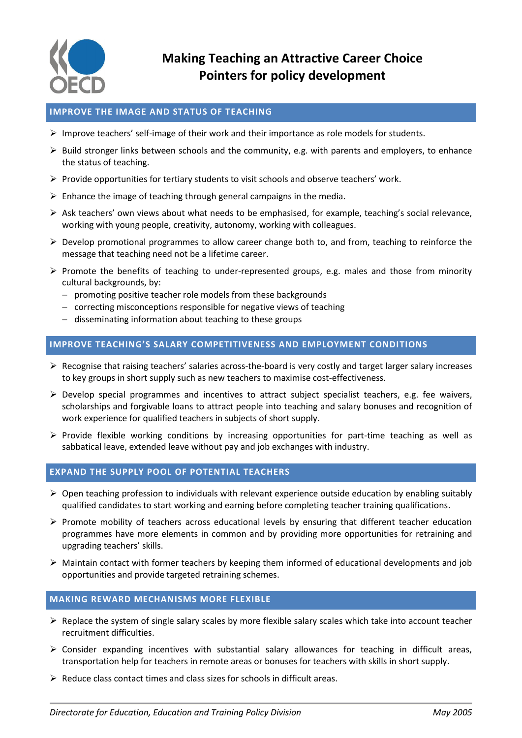# Making Teaching an Attractive Career Choice
# Pointers for policy development

## IMPROVE THE IMAGE AND STATUS OF TEACHING

- Improve teachers' self-image of their work and their importance as role models for students.
- Build stronger links between schools and the community, e.g. with parents and employers, to enhance the status of teaching.
- Provide opportunities for tertiary students to visit schools and observe teachers' work.
- Enhance the image of teaching through general campaigns in the media.
- Ask teachers' own views about what needs to be emphasised, for example, teaching's social relevance, working with young people, creativity, autonomy, working with colleagues.
- Develop promotional programmes to allow career change both to, and from, teaching to reinforce the message that teaching need not be a lifetime career.
- Promote the benefits of teaching to under-represented groups, e.g. males and those from minority cultural backgrounds, by:
  - promoting positive teacher role models from these backgrounds
  - correcting misconceptions responsible for negative views of teaching
  - disseminating information about teaching to these groups

## IMPROVE TEACHING'S SALARY COMPETITIVENESS AND EMPLOYMENT CONDITIONS

- Recognise that raising teachers' salaries across-the-board is very costly and target larger salary increases to key groups in short supply such as new teachers to maximise cost-effectiveness.
- Develop special programmes and incentives to attract subject specialist teachers, e.g. fee waivers, scholarships and forgivable loans to attract people into teaching and salary bonuses and recognition of work experience for qualified teachers in subjects of short supply.
- Provide flexible working conditions by increasing opportunities for part-time teaching as well as sabbatical leave, extended leave without pay and job exchanges with industry.

## EXPAND THE SUPPLY POOL OF POTENTIAL TEACHERS

- Open teaching profession to individuals with relevant experience outside education by enabling suitably qualified candidates to start working and earning before completing teacher training qualifications.
- Promote mobility of teachers across educational levels by ensuring that different teacher education programmes have more elements in common and by providing more opportunities for retraining and upgrading teachers' skills.
- Maintain contact with former teachers by keeping them informed of educational developments and job opportunities and provide targeted retraining schemes.

## MAKING REWARD MECHANISMS MORE FLEXIBLE

- Replace the system of single salary scales by more flexible salary scales which take into account teacher recruitment difficulties.
- Consider expanding incentives with substantial salary allowances for teaching in difficult areas, transportation help for teachers in remote areas or bonuses for teachers with skills in short supply.
- Reduce class contact times and class sizes for schools in difficult areas.

*Directorate for Education, Education and Training Policy Division* *May 2005*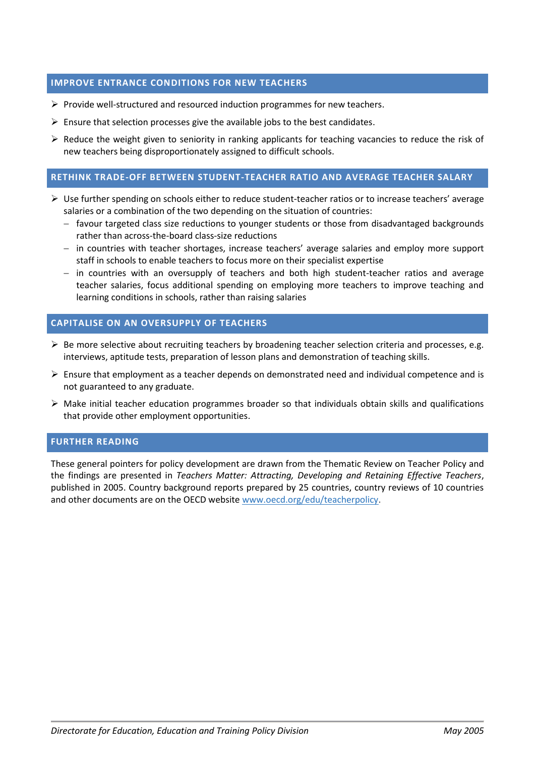## IMPROVE ENTRANCE CONDITIONS FOR NEW TEACHERS

- Provide well-structured and resourced induction programmes for new teachers.
- Ensure that selection processes give the available jobs to the best candidates.
- Reduce the weight given to seniority in ranking applicants for teaching vacancies to reduce the risk of new teachers being disproportionately assigned to difficult schools.

## RETHINK TRADE-OFF BETWEEN STUDENT-TEACHER RATIO AND AVERAGE TEACHER SALARY

- Use further spending on schools either to reduce student-teacher ratios or to increase teachers' average salaries or a combination of the two depending on the situation of countries:
  - favour targeted class size reductions to younger students or those from disadvantaged backgrounds rather than across-the-board class-size reductions
  - in countries with teacher shortages, increase teachers' average salaries and employ more support staff in schools to enable teachers to focus more on their specialist expertise
  - in countries with an oversupply of teachers and both high student-teacher ratios and average teacher salaries, focus additional spending on employing more teachers to improve teaching and learning conditions in schools, rather than raising salaries

## CAPITALISE ON AN OVERSUPPLY OF TEACHERS

- Be more selective about recruiting teachers by broadening teacher selection criteria and processes, e.g. interviews, aptitude tests, preparation of lesson plans and demonstration of teaching skills.
- Ensure that employment as a teacher depends on demonstrated need and individual competence and is not guaranteed to any graduate.
- Make initial teacher education programmes broader so that individuals obtain skills and qualifications that provide other employment opportunities.

## FURTHER READING

These general pointers for policy development are drawn from the Thematic Review on Teacher Policy and the findings are presented in *Teachers Matter: Attracting, Developing and Retaining Effective Teachers*, published in 2005. Country background reports prepared by 25 countries, country reviews of 10 countries and other documents are on the OECD website [www.oecd.org/edu/teacherpolicy](http://www.oecd.org/edu/teacherpolicy).

*Directorate for Education, Education and Training Policy Division* *May 2005*